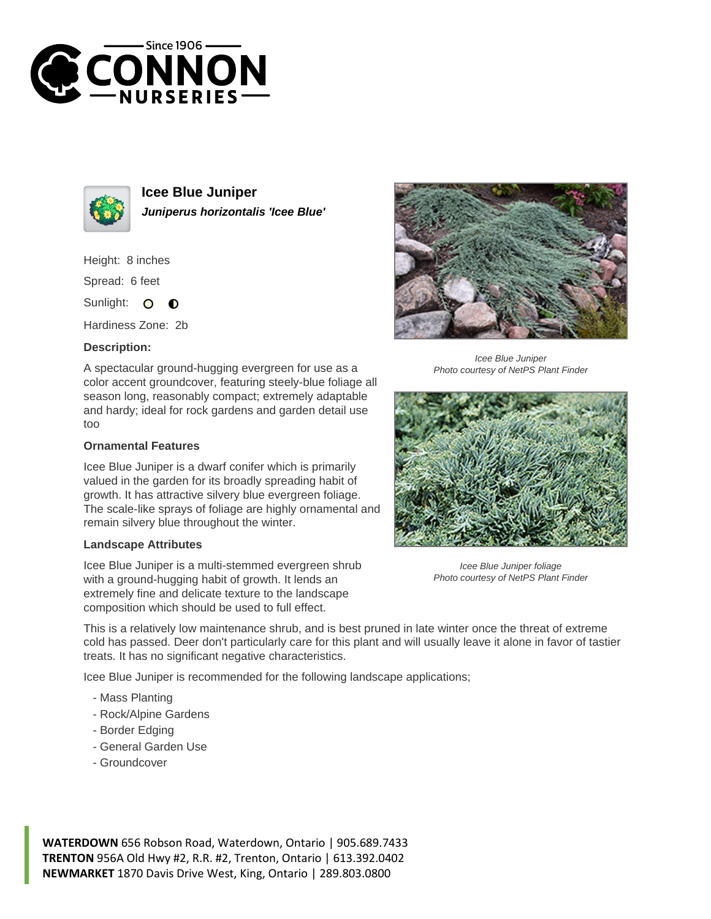Since 1906
# CONNON NURSERIES

## Icee Blue Juniper

***Juniperus horizontalis 'Icee Blue'***

Height: 8 inches

Spread: 6 feet

Sunlight: ○ ◐

Hardiness Zone: 2b

### Description:

A spectacular ground-hugging evergreen for use as a color accent groundcover, featuring steely-blue foliage all season long, reasonably compact; extremely adaptable and hardy; ideal for rock gardens and garden detail use too

Icee Blue Juniper
Photo courtesy of NetPS Plant Finder

Icee Blue Juniper foliage
Photo courtesy of NetPS Plant Finder

### Ornamental Features

Icee Blue Juniper is a dwarf conifer which is primarily valued in the garden for its broadly spreading habit of growth. It has attractive silvery blue evergreen foliage. The scale-like sprays of foliage are highly ornamental and remain silvery blue throughout the winter.

### Landscape Attributes

Icee Blue Juniper is a multi-stemmed evergreen shrub with a ground-hugging habit of growth. It lends an extremely fine and delicate texture to the landscape composition which should be used to full effect.

This is a relatively low maintenance shrub, and is best pruned in late winter once the threat of extreme cold has passed. Deer don't particularly care for this plant and will usually leave it alone in favor of tastier treats. It has no significant negative characteristics.

Icee Blue Juniper is recommended for the following landscape applications;

- Mass Planting
- Rock/Alpine Gardens
- Border Edging
- General Garden Use
- Groundcover

**WATERDOWN** 656 Robson Road, Waterdown, Ontario | 905.689.7433
**TRENTON** 956A Old Hwy #2, R.R. #2, Trenton, Ontario | 613.392.0402
**NEWMARKET** 1870 Davis Drive West, King, Ontario | 289.803.0800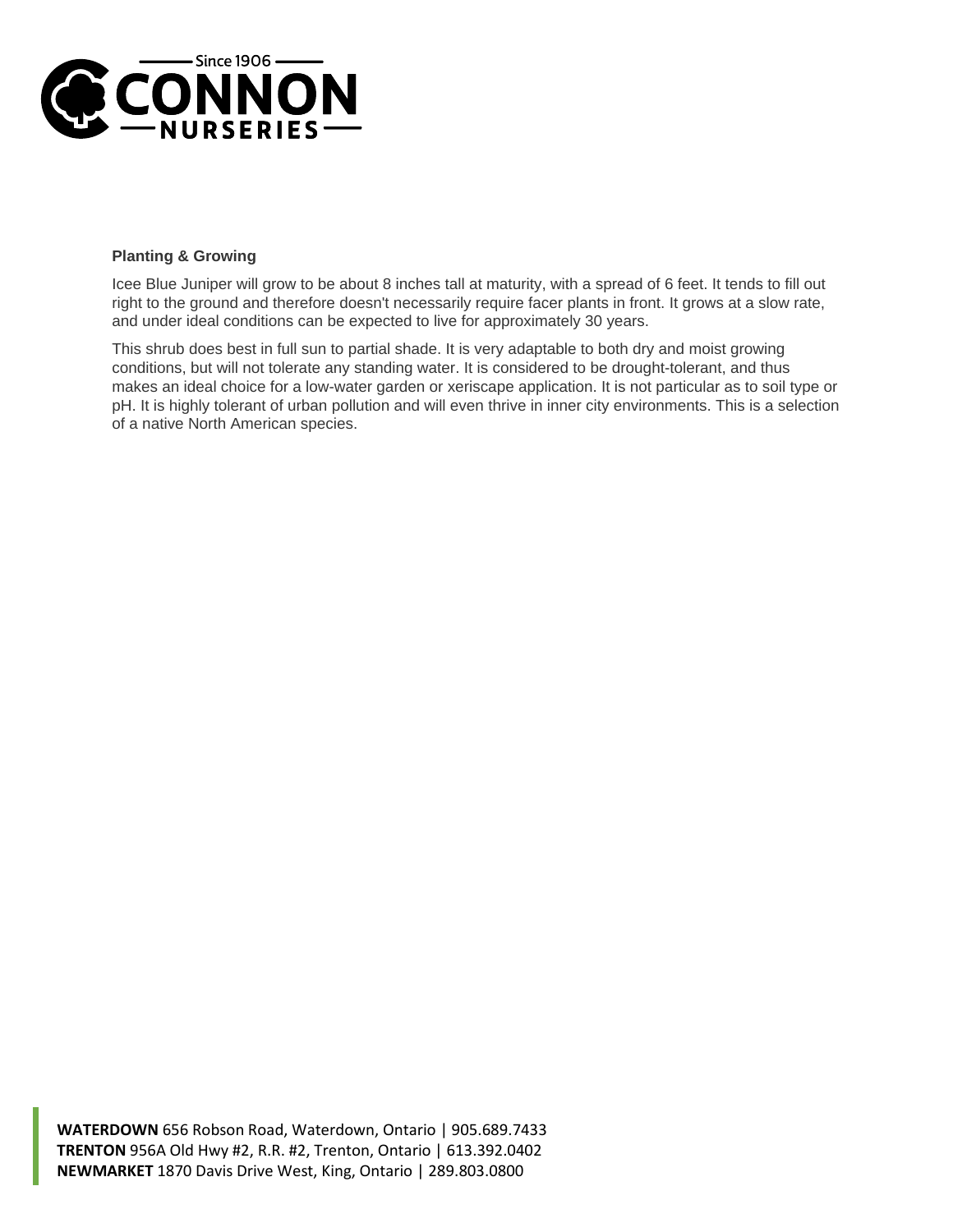### Planting & Growing

Icee Blue Juniper will grow to be about 8 inches tall at maturity, with a spread of 6 feet. It tends to fill out right to the ground and therefore doesn't necessarily require facer plants in front. It grows at a slow rate, and under ideal conditions can be expected to live for approximately 30 years.

This shrub does best in full sun to partial shade. It is very adaptable to both dry and moist growing conditions, but will not tolerate any standing water. It is considered to be drought-tolerant, and thus makes an ideal choice for a low-water garden or xeriscape application. It is not particular as to soil type or pH. It is highly tolerant of urban pollution and will even thrive in inner city environments. This is a selection of a native North American species.